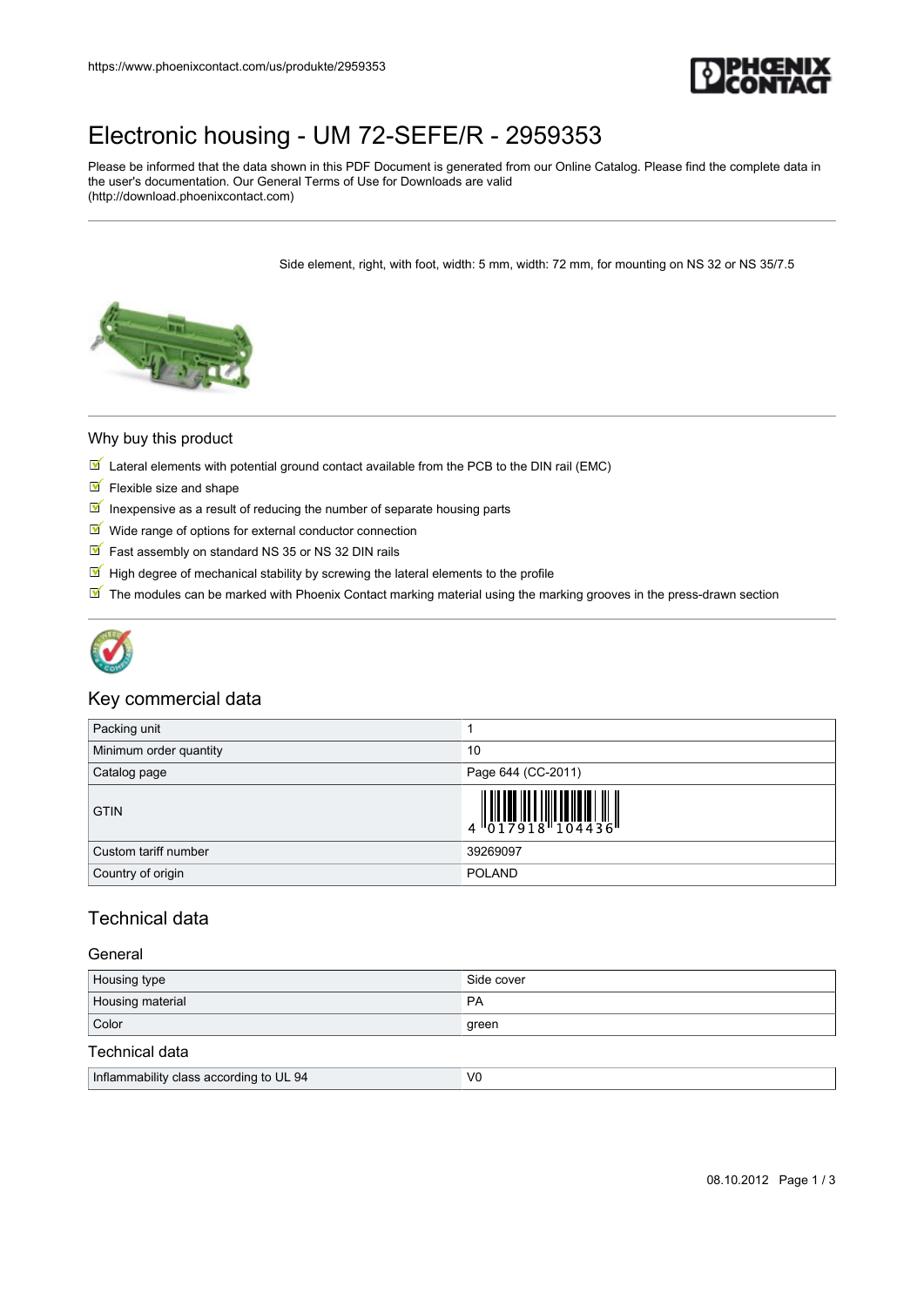# Electronic housing - UM 72-SEFE/R - 2959353

Please be informed that the data shown in this PDF Document is generated from our Online Catalog. Please find the complete data in the user's documentation. Our General Terms of Use for Downloads are valid (http://download.phoenixcontact.com)

Side element, right, with foot, width: 5 mm, width: 72 mm, for mounting on NS 32 or NS 35/7.5

## Why buy this product

- Lateral elements with potential ground contact available from the PCB to the DIN rail (EMC)
- Flexible size and shape
- Inexpensive as a result of reducing the number of separate housing parts
- Wide range of options for external conductor connection
- Fast assembly on standard NS 35 or NS 32 DIN rails
- High degree of mechanical stability by screwing the lateral elements to the profile
- The modules can be marked with Phoenix Contact marking material using the marking grooves in the press-drawn section

## Key commercial data

| | |
|---|---|
| Packing unit | 1 |
| Minimum order quantity | 10 |
| Catalog page | Page 644 (CC-2011) |
| GTIN | 4 017918 104436 |
| Custom tariff number | 39269097 |
| Country of origin | POLAND |

## Technical data

### General

| | |
|---|---|
| Housing type | Side cover |
| Housing material | PA |
| Color | green |

### Technical data

| | |
|---|---|
| Inflammability class according to UL 94 | V0 |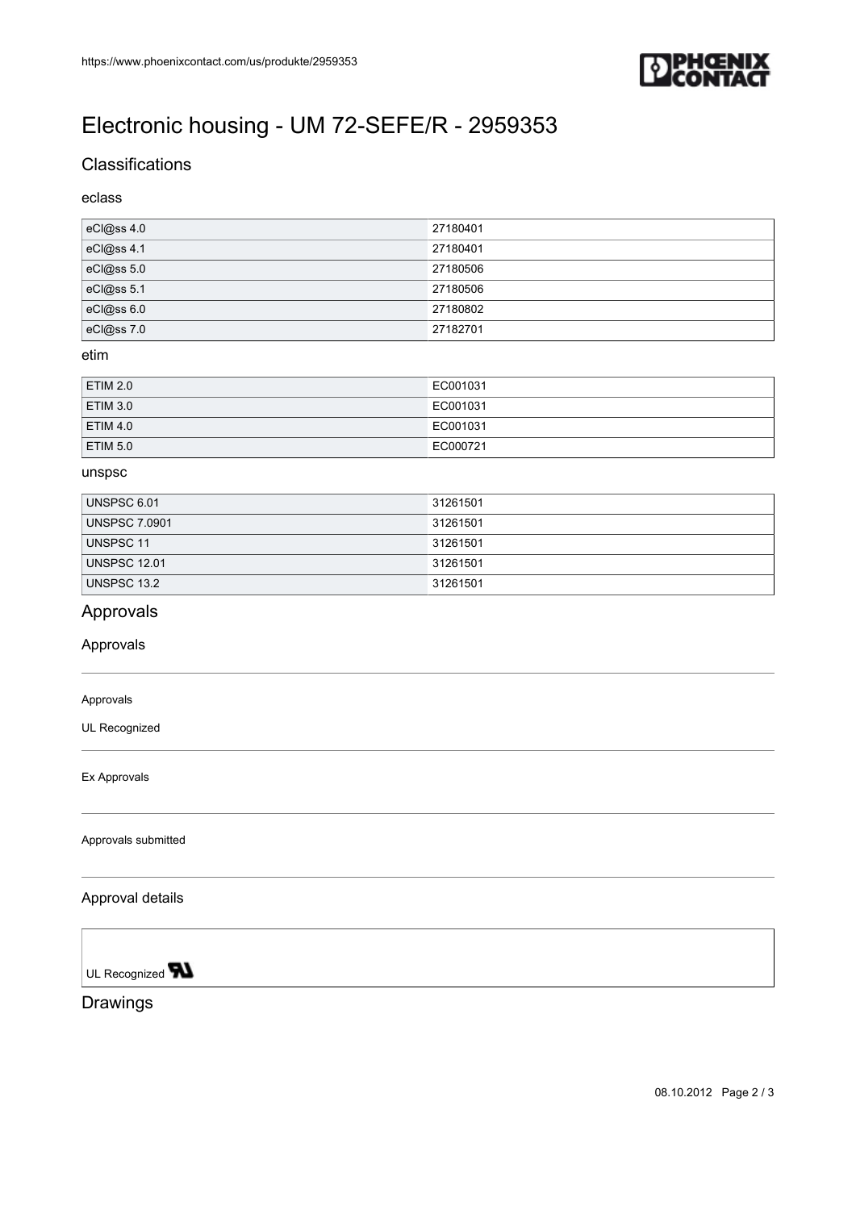# Electronic housing - UM 72-SEFE/R - 2959353

## Classifications

### eclass

| | |
|---|---|
| eCl@ss 4.0 | 27180401 |
| eCl@ss 4.1 | 27180401 |
| eCl@ss 5.0 | 27180506 |
| eCl@ss 5.1 | 27180506 |
| eCl@ss 6.0 | 27180802 |
| eCl@ss 7.0 | 27182701 |

### etim

| | |
|---|---|
| ETIM 2.0 | EC001031 |
| ETIM 3.0 | EC001031 |
| ETIM 4.0 | EC001031 |
| ETIM 5.0 | EC000721 |

### unspsc

| | |
|---|---|
| UNSPSC 6.01 | 31261501 |
| UNSPSC 7.0901 | 31261501 |
| UNSPSC 11 | 31261501 |
| UNSPSC 12.01 | 31261501 |
| UNSPSC 13.2 | 31261501 |

## Approvals

### Approvals

Approvals

UL Recognized

Ex Approvals

Approvals submitted

### Approval details

UL Recognized

## Drawings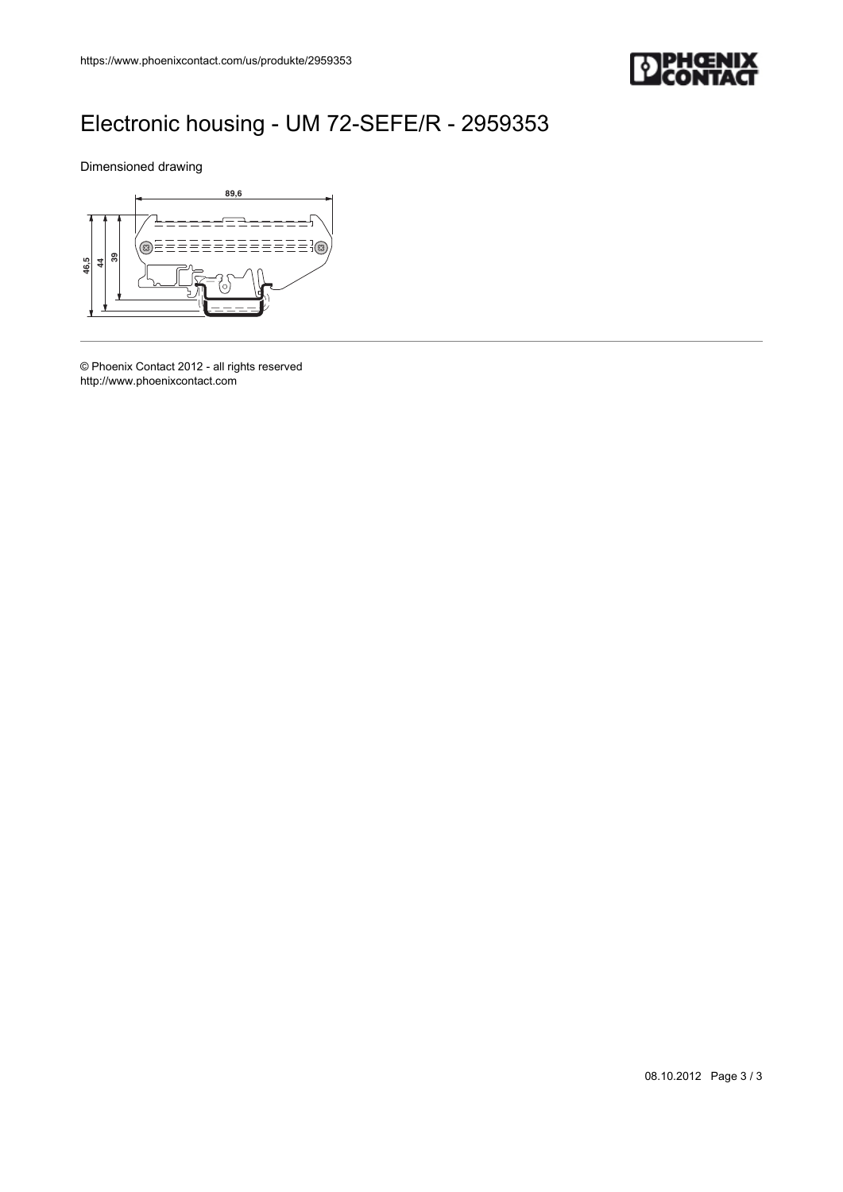# Electronic housing - UM 72-SEFE/R - 2959353

Dimensioned drawing

89,6

46,5

44

39

© Phoenix Contact 2012 - all rights reserved
http://www.phoenixcontact.com